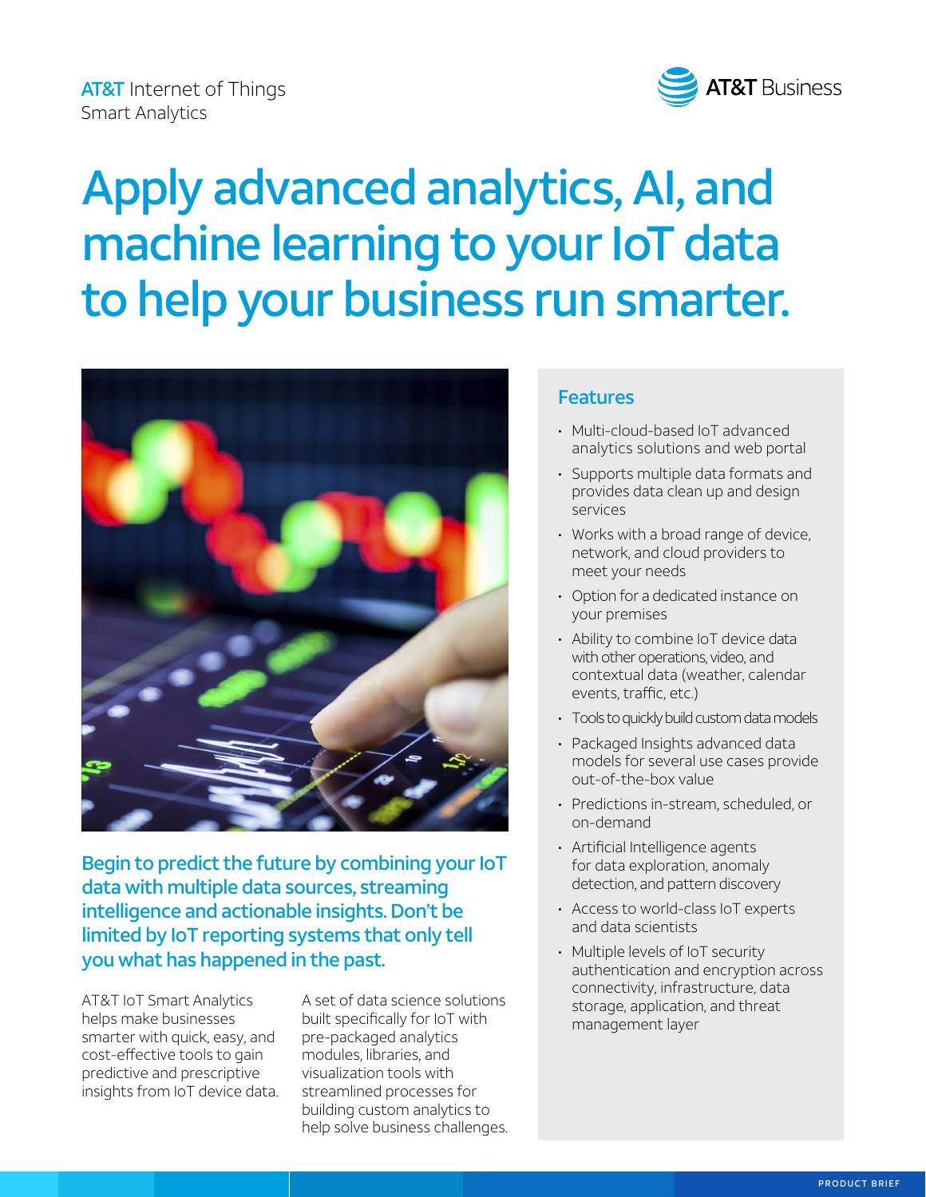AT&T Internet of Things
Smart Analytics

AT&T Business

# Apply advanced analytics, AI, and machine learning to your IoT data to help your business run smarter.

## Begin to predict the future by combining your IoT data with multiple data sources, streaming intelligence and actionable insights. Don't be limited by IoT reporting systems that only tell you what has happened in the past.

AT&T IoT Smart Analytics helps make businesses smarter with quick, easy, and cost-effective tools to gain predictive and prescriptive insights from IoT device data.

A set of data science solutions built specifically for IoT with pre-packaged analytics modules, libraries, and visualization tools with streamlined processes for building custom analytics to help solve business challenges.

### Features

- Multi-cloud-based IoT advanced analytics solutions and web portal
- Supports multiple data formats and provides data clean up and design services
- Works with a broad range of device, network, and cloud providers to meet your needs
- Option for a dedicated instance on your premises
- Ability to combine IoT device data with other operations, video, and contextual data (weather, calendar events, traffic, etc.)
- Tools to quickly build custom data models
- Packaged Insights advanced data models for several use cases provide out-of-the-box value
- Predictions in-stream, scheduled, or on-demand
- Artificial Intelligence agents for data exploration, anomaly detection, and pattern discovery
- Access to world-class IoT experts and data scientists
- Multiple levels of IoT security authentication and encryption across connectivity, infrastructure, data storage, application, and threat management layer

PRODUCT BRIEF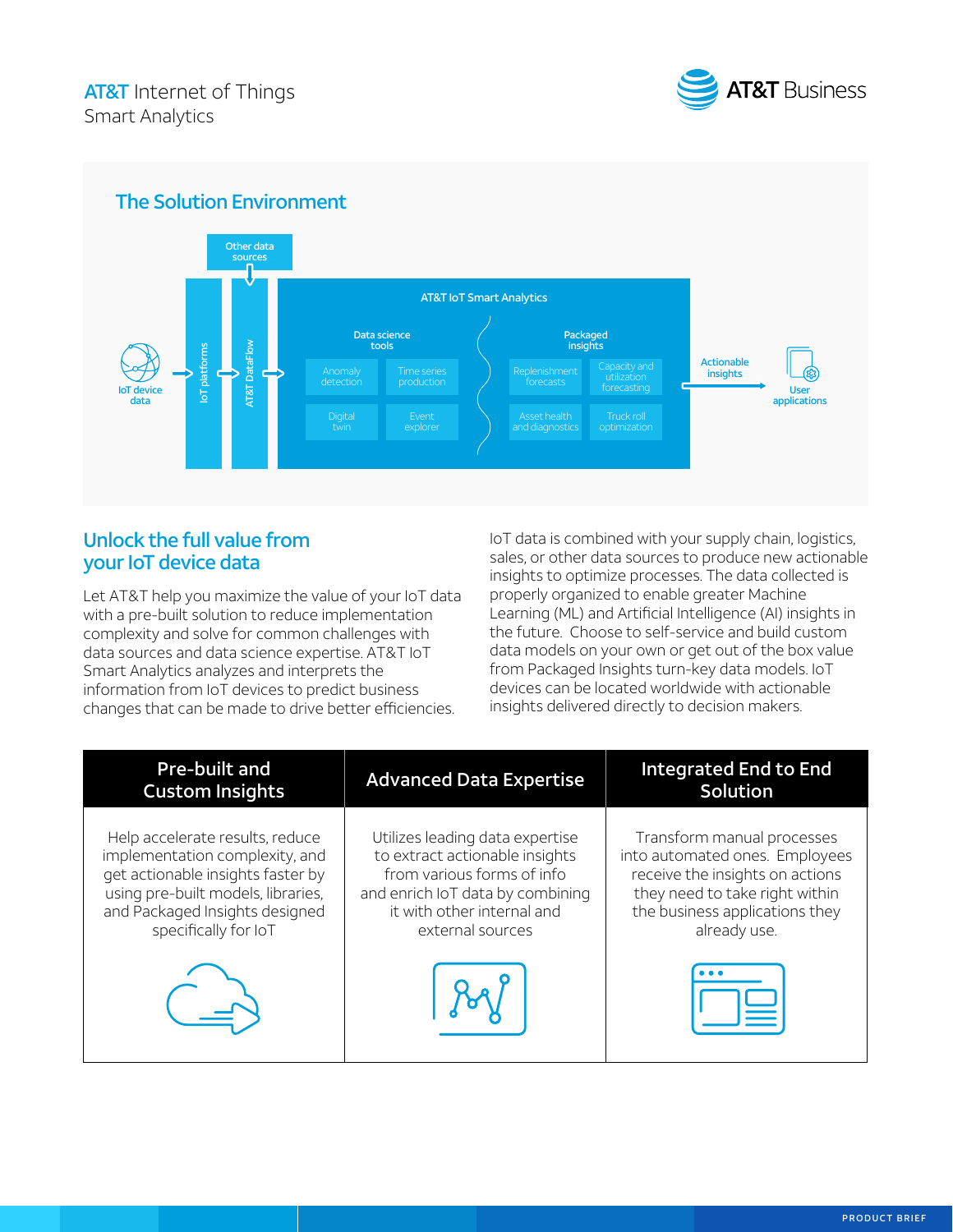**AT&T** Internet of Things
Smart Analytics

## The Solution Environment

Other data sources

IoT device data → IoT platforms → AT&T DataFlow → AT&T IoT Smart Analytics

**AT&T IoT Smart Analytics**

Data science tools:
- Anomaly detection
- Time series production
- Digital twin
- Event explorer

Packaged insights:
- Replenishment forecasts
- Capacity and utilization forecasting
- Asset health and diagnostics
- Truck roll optimization

Actionable insights → User applications

## Unlock the full value from your IoT device data

Let AT&T help you maximize the value of your IoT data with a pre-built solution to reduce implementation complexity and solve for common challenges with data sources and data science expertise. AT&T IoT Smart Analytics analyzes and interprets the information from IoT devices to predict business changes that can be made to drive better efficiencies.

IoT data is combined with your supply chain, logistics, sales, or other data sources to produce new actionable insights to optimize processes. The data collected is properly organized to enable greater Machine Learning (ML) and Artificial Intelligence (AI) insights in the future. Choose to self-service and build custom data models on your own or get out of the box value from Packaged Insights turn-key data models. IoT devices can be located worldwide with actionable insights delivered directly to decision makers.

| Pre-built and Custom Insights | Advanced Data Expertise | Integrated End to End Solution |
|---|---|---|
| Help accelerate results, reduce implementation complexity, and get actionable insights faster by using pre-built models, libraries, and Packaged Insights designed specifically for IoT | Utilizes leading data expertise to extract actionable insights from various forms of info and enrich IoT data by combining it with other internal and external sources | Transform manual processes into automated ones. Employees receive the insights on actions they need to take right within the business applications they already use. |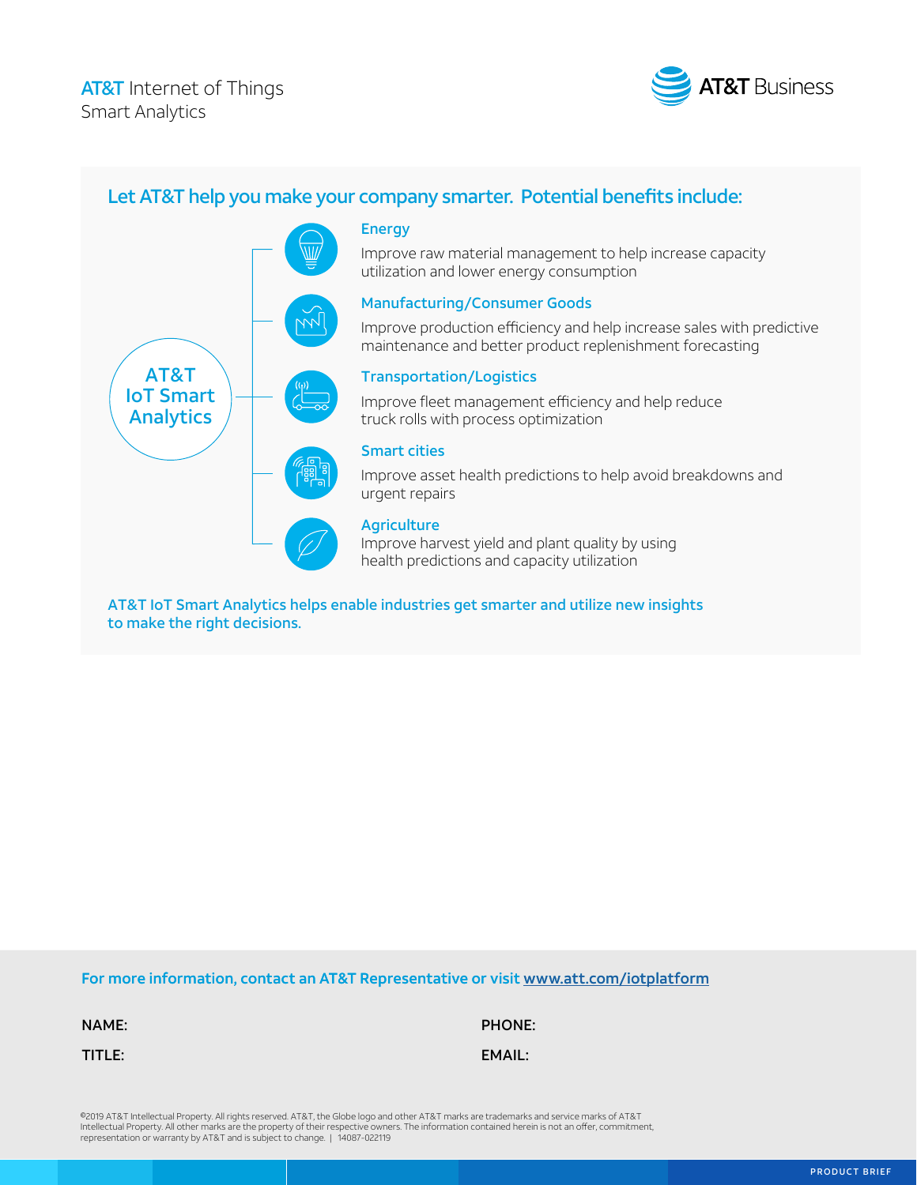## Let AT&T help you make your company smarter. Potential benefits include:

**AT&T IoT Smart Analytics**

### Energy

Improve raw material management to help increase capacity utilization and lower energy consumption

### Manufacturing/Consumer Goods

Improve production efficiency and help increase sales with predictive maintenance and better product replenishment forecasting

### Transportation/Logistics

Improve fleet management efficiency and help reduce truck rolls with process optimization

### Smart cities

Improve asset health predictions to help avoid breakdowns and urgent repairs

### Agriculture

Improve harvest yield and plant quality by using health predictions and capacity utilization

**AT&T IoT Smart Analytics helps enable industries get smarter and utilize new insights to make the right decisions.**

**For more information, contact an AT&T Representative or visit [www.att.com/iotplatform](www.att.com/iotplatform)**

**NAME:**

**TITLE:**

**PHONE:**

**EMAIL:**

©2019 AT&T Intellectual Property. All rights reserved. AT&T, the Globe logo and other AT&T marks are trademarks and service marks of AT&T Intellectual Property. All other marks are the property of their respective owners. The information contained herein is not an offer, commitment, representation or warranty by AT&T and is subject to change. | 14087-022119